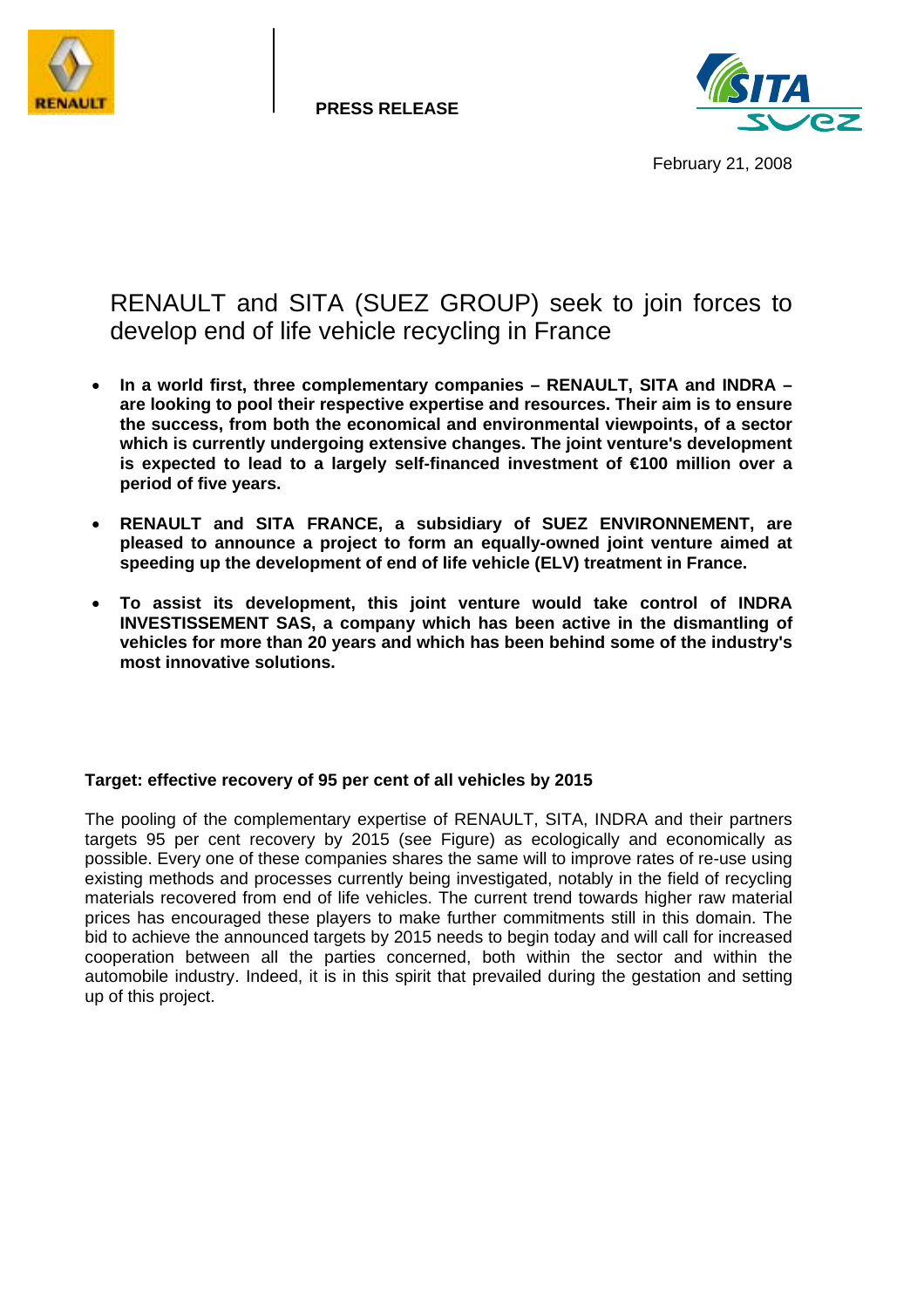**PRESS RELEASE**

February 21, 2008

# RENAULT and SITA (SUEZ GROUP) seek to join forces to develop end of life vehicle recycling in France

- **In a world first, three complementary companies – RENAULT, SITA and INDRA – are looking to pool their respective expertise and resources. Their aim is to ensure the success, from both the economical and environmental viewpoints, of a sector which is currently undergoing extensive changes. The joint venture's development is expected to lead to a largely self-financed investment of €100 million over a period of five years.**
- **RENAULT and SITA FRANCE, a subsidiary of SUEZ ENVIRONNEMENT, are pleased to announce a project to form an equally-owned joint venture aimed at speeding up the development of end of life vehicle (ELV) treatment in France.**
- **To assist its development, this joint venture would take control of INDRA INVESTISSEMENT SAS, a company which has been active in the dismantling of vehicles for more than 20 years and which has been behind some of the industry's most innovative solutions.**

**Target: effective recovery of 95 per cent of all vehicles by 2015**

The pooling of the complementary expertise of RENAULT, SITA, INDRA and their partners targets 95 per cent recovery by 2015 (see Figure) as ecologically and economically as possible. Every one of these companies shares the same will to improve rates of re-use using existing methods and processes currently being investigated, notably in the field of recycling materials recovered from end of life vehicles. The current trend towards higher raw material prices has encouraged these players to make further commitments still in this domain. The bid to achieve the announced targets by 2015 needs to begin today and will call for increased cooperation between all the parties concerned, both within the sector and within the automobile industry. Indeed, it is in this spirit that prevailed during the gestation and setting up of this project.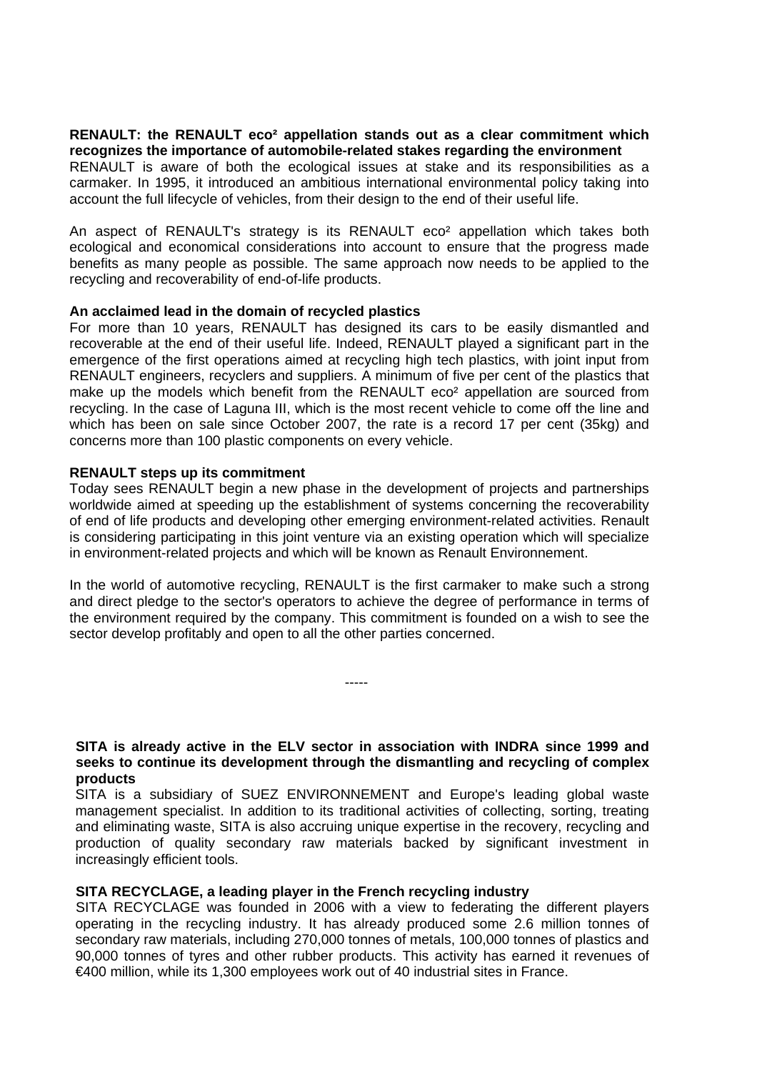**RENAULT: the RENAULT eco² appellation stands out as a clear commitment which recognizes the importance of automobile-related stakes regarding the environment**

RENAULT is aware of both the ecological issues at stake and its responsibilities as a carmaker. In 1995, it introduced an ambitious international environmental policy taking into account the full lifecycle of vehicles, from their design to the end of their useful life.

An aspect of RENAULT's strategy is its RENAULT eco² appellation which takes both ecological and economical considerations into account to ensure that the progress made benefits as many people as possible. The same approach now needs to be applied to the recycling and recoverability of end-of-life products.

**An acclaimed lead in the domain of recycled plastics**

For more than 10 years, RENAULT has designed its cars to be easily dismantled and recoverable at the end of their useful life. Indeed, RENAULT played a significant part in the emergence of the first operations aimed at recycling high tech plastics, with joint input from RENAULT engineers, recyclers and suppliers. A minimum of five per cent of the plastics that make up the models which benefit from the RENAULT eco² appellation are sourced from recycling. In the case of Laguna III, which is the most recent vehicle to come off the line and which has been on sale since October 2007, the rate is a record 17 per cent (35kg) and concerns more than 100 plastic components on every vehicle.

**RENAULT steps up its commitment**

Today sees RENAULT begin a new phase in the development of projects and partnerships worldwide aimed at speeding up the establishment of systems concerning the recoverability of end of life products and developing other emerging environment-related activities. Renault is considering participating in this joint venture via an existing operation which will specialize in environment-related projects and which will be known as Renault Environnement.

In the world of automotive recycling, RENAULT is the first carmaker to make such a strong and direct pledge to the sector's operators to achieve the degree of performance in terms of the environment required by the company. This commitment is founded on a wish to see the sector develop profitably and open to all the other parties concerned.

-----

**SITA is already active in the ELV sector in association with INDRA since 1999 and seeks to continue its development through the dismantling and recycling of complex products**

SITA is a subsidiary of SUEZ ENVIRONNEMENT and Europe's leading global waste management specialist. In addition to its traditional activities of collecting, sorting, treating and eliminating waste, SITA is also accruing unique expertise in the recovery, recycling and production of quality secondary raw materials backed by significant investment in increasingly efficient tools.

**SITA RECYCLAGE, a leading player in the French recycling industry**

SITA RECYCLAGE was founded in 2006 with a view to federating the different players operating in the recycling industry. It has already produced some 2.6 million tonnes of secondary raw materials, including 270,000 tonnes of metals, 100,000 tonnes of plastics and 90,000 tonnes of tyres and other rubber products. This activity has earned it revenues of €400 million, while its 1,300 employees work out of 40 industrial sites in France.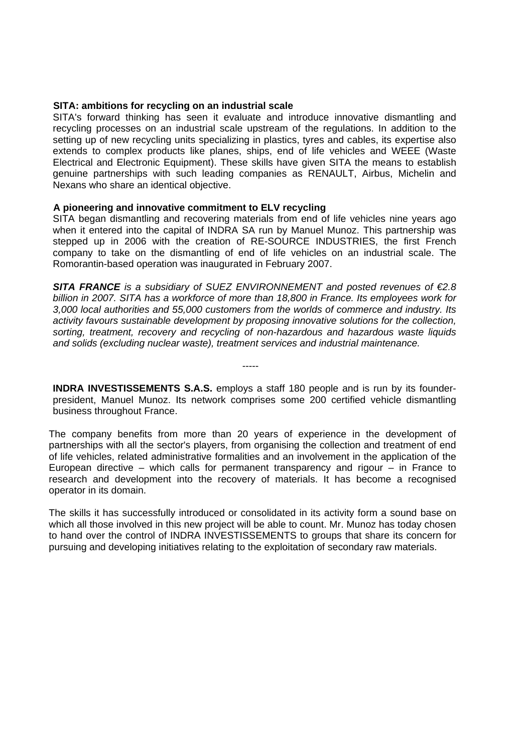**SITA: ambitions for recycling on an industrial scale**

SITA's forward thinking has seen it evaluate and introduce innovative dismantling and recycling processes on an industrial scale upstream of the regulations. In addition to the setting up of new recycling units specializing in plastics, tyres and cables, its expertise also extends to complex products like planes, ships, end of life vehicles and WEEE (Waste Electrical and Electronic Equipment). These skills have given SITA the means to establish genuine partnerships with such leading companies as RENAULT, Airbus, Michelin and Nexans who share an identical objective.

**A pioneering and innovative commitment to ELV recycling**

SITA began dismantling and recovering materials from end of life vehicles nine years ago when it entered into the capital of INDRA SA run by Manuel Munoz. This partnership was stepped up in 2006 with the creation of RE-SOURCE INDUSTRIES, the first French company to take on the dismantling of end of life vehicles on an industrial scale. The Romorantin-based operation was inaugurated in February 2007.

***SITA FRANCE*** *is a subsidiary of SUEZ ENVIRONNEMENT and posted revenues of €2.8 billion in 2007. SITA has a workforce of more than 18,800 in France. Its employees work for 3,000 local authorities and 55,000 customers from the worlds of commerce and industry. Its activity favours sustainable development by proposing innovative solutions for the collection, sorting, treatment, recovery and recycling of non-hazardous and hazardous waste liquids and solids (excluding nuclear waste), treatment services and industrial maintenance.*

-----

**INDRA INVESTISSEMENTS S.A.S.** employs a staff 180 people and is run by its founder-president, Manuel Munoz. Its network comprises some 200 certified vehicle dismantling business throughout France.

The company benefits from more than 20 years of experience in the development of partnerships with all the sector's players, from organising the collection and treatment of end of life vehicles, related administrative formalities and an involvement in the application of the European directive – which calls for permanent transparency and rigour – in France to research and development into the recovery of materials. It has become a recognised operator in its domain.

The skills it has successfully introduced or consolidated in its activity form a sound base on which all those involved in this new project will be able to count. Mr. Munoz has today chosen to hand over the control of INDRA INVESTISSEMENTS to groups that share its concern for pursuing and developing initiatives relating to the exploitation of secondary raw materials.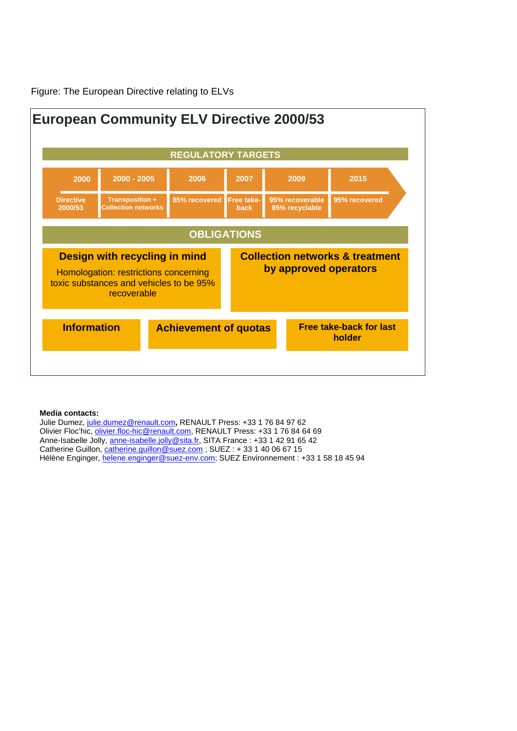Figure: The European Directive relating to ELVs

# European Community ELV Directive 2000/53

REGULATORY TARGETS

| 2000 | 2000 - 2005 | 2006 | 2007 | 2009 | 2015 |
|---|---|---|---|---|---|
| Directive 2000/53 | Transposition + Collection networks | 85% recovered | Free take-back | 95% recoverable 85% recyclable | 95% recovered |

OBLIGATIONS

**Design with recycling in mind**

Homologation: restrictions concerning toxic substances and vehicles to be 95% recoverable

**Collection networks & treatment by approved operators**

**Information**

**Achievement of quotas**

**Free take-back for last holder**

**Media contacts:**
Julie Dumez, julie.dumez@renault.com**,** RENAULT Press: +33 1 76 84 97 62
Olivier Floc'hic, olivier.floc-hic@renault.com, RENAULT Press: +33 1 76 84 64 69
Anne-Isabelle Jolly, anne-isabelle.jolly@sita.fr, SITA France : +33 1 42 91 65 42
Catherine Guillon, catherine.guillon@suez.com ; SUEZ : + 33 1 40 06 67 15
Hélène Enginger, helene.enginger@suez-env.com; SUEZ Environnement : +33 1 58 18 45 94